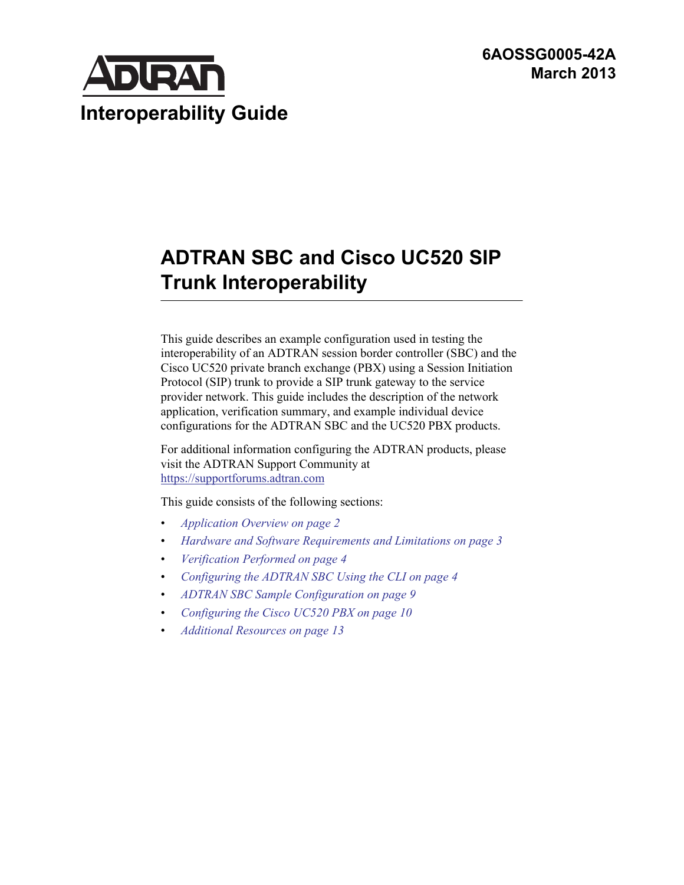**6AOSSG0005-42A**
**March 2013**

ADTRAN

## Interoperability Guide

# ADTRAN SBC and Cisco UC520 SIP Trunk Interoperability

This guide describes an example configuration used in testing the interoperability of an ADTRAN session border controller (SBC) and the Cisco UC520 private branch exchange (PBX) using a Session Initiation Protocol (SIP) trunk to provide a SIP trunk gateway to the service provider network. This guide includes the description of the network application, verification summary, and example individual device configurations for the ADTRAN SBC and the UC520 PBX products.

For additional information configuring the ADTRAN products, please visit the ADTRAN Support Community at https://supportforums.adtran.com

This guide consists of the following sections:

- *Application Overview on page 2*
- *Hardware and Software Requirements and Limitations on page 3*
- *Verification Performed on page 4*
- *Configuring the ADTRAN SBC Using the CLI on page 4*
- *ADTRAN SBC Sample Configuration on page 9*
- *Configuring the Cisco UC520 PBX on page 10*
- *Additional Resources on page 13*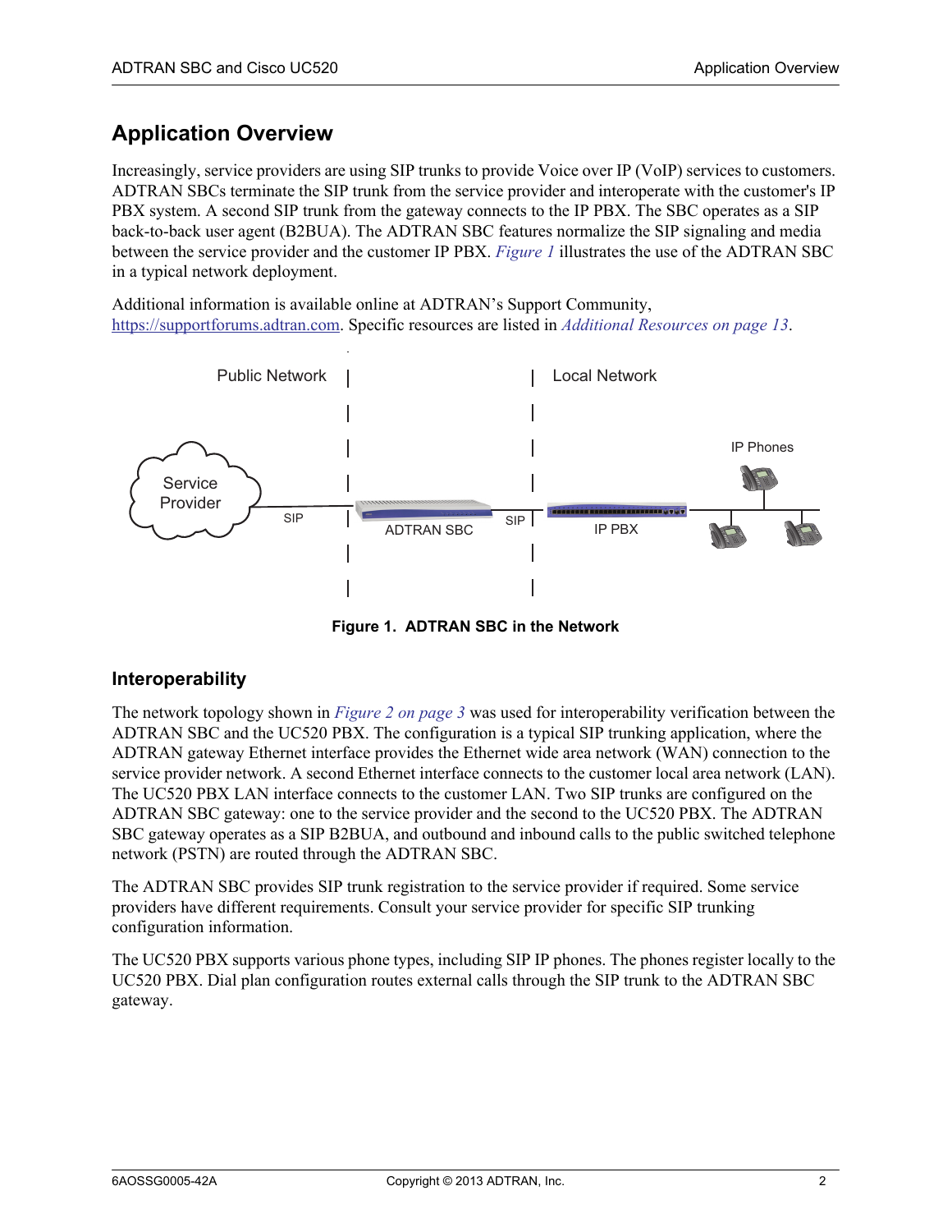## Application Overview

Increasingly, service providers are using SIP trunks to provide Voice over IP (VoIP) services to customers. ADTRAN SBCs terminate the SIP trunk from the service provider and interoperate with the customer's IP PBX system. A second SIP trunk from the gateway connects to the IP PBX. The SBC operates as a SIP back-to-back user agent (B2BUA). The ADTRAN SBC features normalize the SIP signaling and media between the service provider and the customer IP PBX. *Figure 1* illustrates the use of the ADTRAN SBC in a typical network deployment.

Additional information is available online at ADTRAN's Support Community, https://supportforums.adtran.com. Specific resources are listed in *Additional Resources on page 13*.

**Figure 1. ADTRAN SBC in the Network**

### Interoperability

The network topology shown in *Figure 2 on page 3* was used for interoperability verification between the ADTRAN SBC and the UC520 PBX. The configuration is a typical SIP trunking application, where the ADTRAN gateway Ethernet interface provides the Ethernet wide area network (WAN) connection to the service provider network. A second Ethernet interface connects to the customer local area network (LAN). The UC520 PBX LAN interface connects to the customer LAN. Two SIP trunks are configured on the ADTRAN SBC gateway: one to the service provider and the second to the UC520 PBX. The ADTRAN SBC gateway operates as a SIP B2BUA, and outbound and inbound calls to the public switched telephone network (PSTN) are routed through the ADTRAN SBC.

The ADTRAN SBC provides SIP trunk registration to the service provider if required. Some service providers have different requirements. Consult your service provider for specific SIP trunking configuration information.

The UC520 PBX supports various phone types, including SIP IP phones. The phones register locally to the UC520 PBX. Dial plan configuration routes external calls through the SIP trunk to the ADTRAN SBC gateway.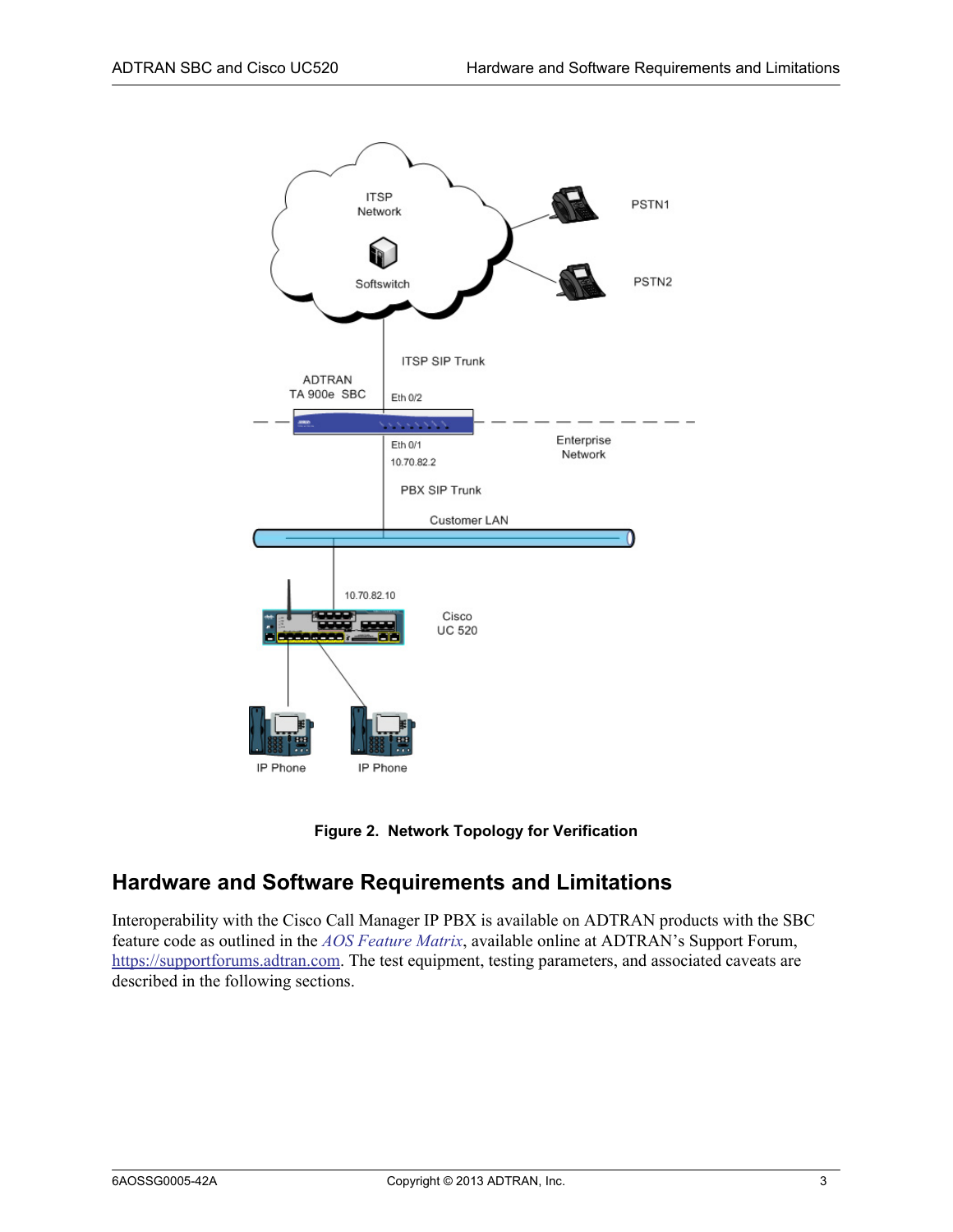Figure 2. Network Topology for Verification

## Hardware and Software Requirements and Limitations

Interoperability with the Cisco Call Manager IP PBX is available on ADTRAN products with the SBC feature code as outlined in the *AOS Feature Matrix*, available online at ADTRAN's Support Forum, https://supportforums.adtran.com. The test equipment, testing parameters, and associated caveats are described in the following sections.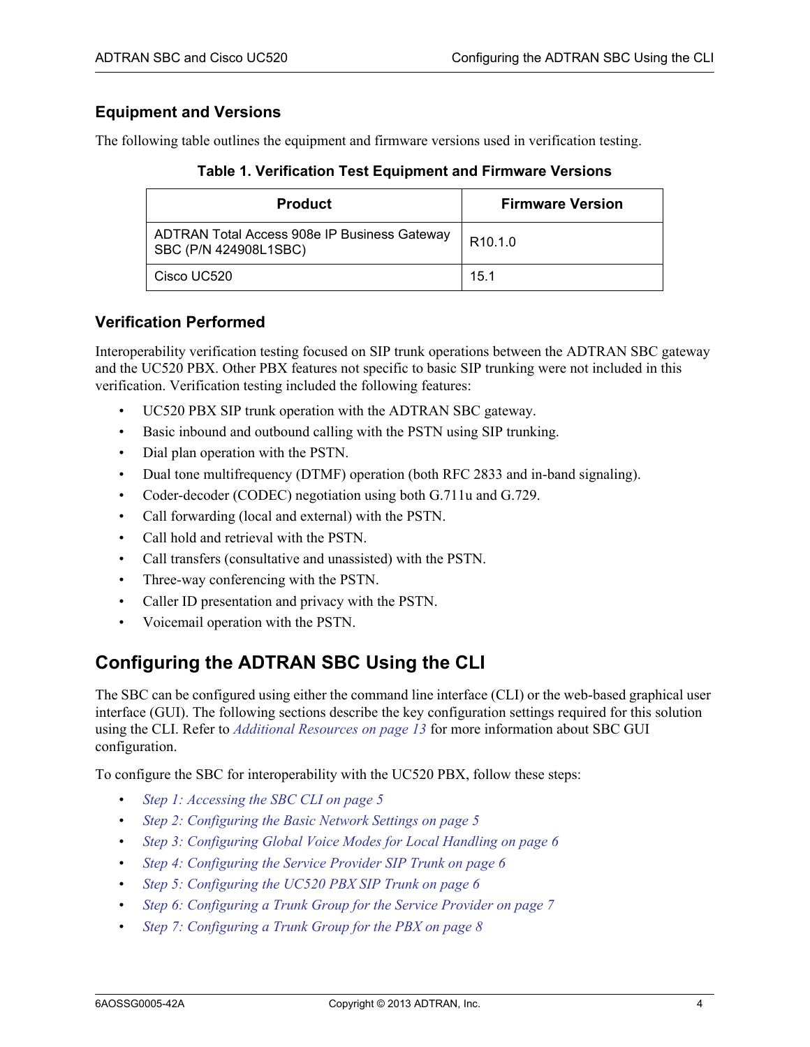### Equipment and Versions

The following table outlines the equipment and firmware versions used in verification testing.

**Table 1. Verification Test Equipment and Firmware Versions**

| Product | Firmware Version |
|---|---|
| ADTRAN Total Access 908e IP Business Gateway SBC (P/N 424908L1SBC) | R10.1.0 |
| Cisco UC520 | 15.1 |

### Verification Performed

Interoperability verification testing focused on SIP trunk operations between the ADTRAN SBC gateway and the UC520 PBX. Other PBX features not specific to basic SIP trunking were not included in this verification. Verification testing included the following features:

- UC520 PBX SIP trunk operation with the ADTRAN SBC gateway.
- Basic inbound and outbound calling with the PSTN using SIP trunking.
- Dial plan operation with the PSTN.
- Dual tone multifrequency (DTMF) operation (both RFC 2833 and in-band signaling).
- Coder-decoder (CODEC) negotiation using both G.711u and G.729.
- Call forwarding (local and external) with the PSTN.
- Call hold and retrieval with the PSTN.
- Call transfers (consultative and unassisted) with the PSTN.
- Three-way conferencing with the PSTN.
- Caller ID presentation and privacy with the PSTN.
- Voicemail operation with the PSTN.

## Configuring the ADTRAN SBC Using the CLI

The SBC can be configured using either the command line interface (CLI) or the web-based graphical user interface (GUI). The following sections describe the key configuration settings required for this solution using the CLI. Refer to *Additional Resources on page 13* for more information about SBC GUI configuration.

To configure the SBC for interoperability with the UC520 PBX, follow these steps:

- *Step 1: Accessing the SBC CLI on page 5*
- *Step 2: Configuring the Basic Network Settings on page 5*
- *Step 3: Configuring Global Voice Modes for Local Handling on page 6*
- *Step 4: Configuring the Service Provider SIP Trunk on page 6*
- *Step 5: Configuring the UC520 PBX SIP Trunk on page 6*
- *Step 6: Configuring a Trunk Group for the Service Provider on page 7*
- *Step 7: Configuring a Trunk Group for the PBX on page 8*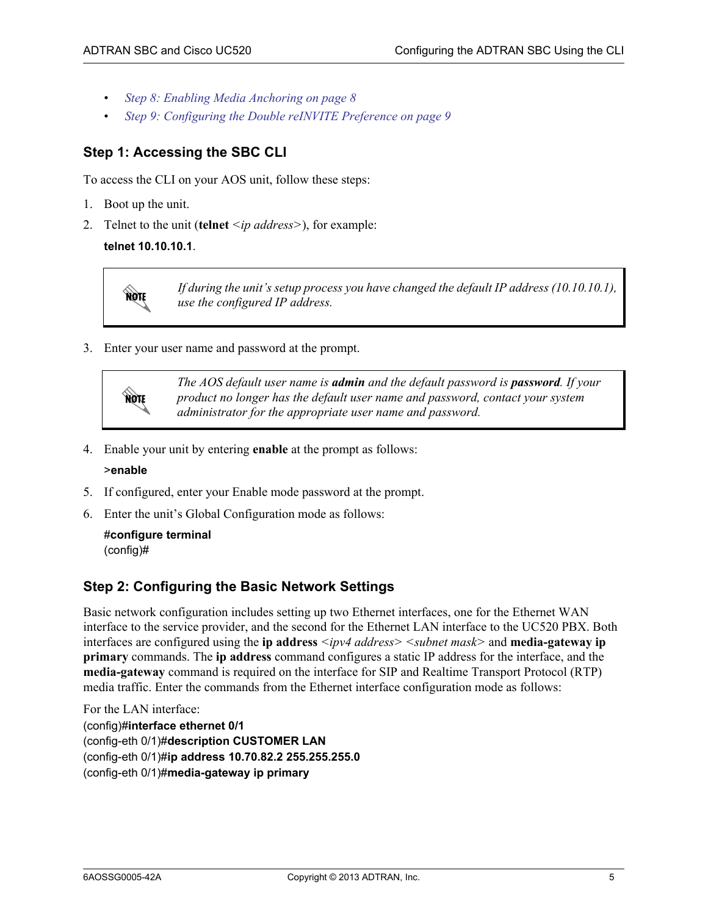- *Step 8: Enabling Media Anchoring on page 8*
- *Step 9: Configuring the Double reINVITE Preference on page 9*

## Step 1: Accessing the SBC CLI

To access the CLI on your AOS unit, follow these steps:

1. Boot up the unit.
2. Telnet to the unit (**telnet** <*ip address*>), for example:

   **telnet 10.10.10.1**.

> **NOTE:** *If during the unit's setup process you have changed the default IP address (10.10.10.1), use the configured IP address.*

3. Enter your user name and password at the prompt.

> **NOTE:** *The AOS default user name is **admin** and the default password is **password**. If your product no longer has the default user name and password, contact your system administrator for the appropriate user name and password.*

4. Enable your unit by entering **enable** at the prompt as follows:

   **>enable**

5. If configured, enter your Enable mode password at the prompt.
6. Enter the unit's Global Configuration mode as follows:

   **#configure terminal**
   (config)#

## Step 2: Configuring the Basic Network Settings

Basic network configuration includes setting up two Ethernet interfaces, one for the Ethernet WAN interface to the service provider, and the second for the Ethernet LAN interface to the UC520 PBX. Both interfaces are configured using the **ip address** <*ipv4 address*> <*subnet mask*> and **media-gateway ip primary** commands. The **ip address** command configures a static IP address for the interface, and the **media-gateway** command is required on the interface for SIP and Realtime Transport Protocol (RTP) media traffic. Enter the commands from the Ethernet interface configuration mode as follows:

For the LAN interface:

```
(config)#interface ethernet 0/1
(config-eth 0/1)#description CUSTOMER LAN
(config-eth 0/1)#ip address 10.70.82.2 255.255.255.0
(config-eth 0/1)#media-gateway ip primary
```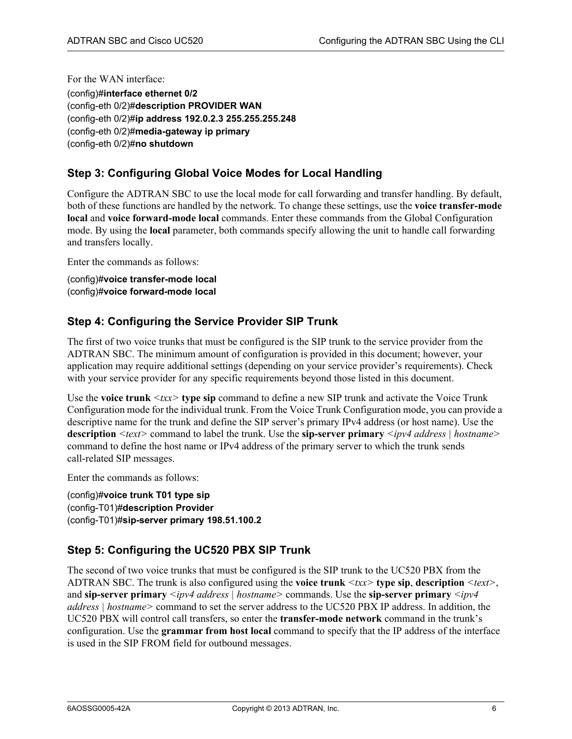For the WAN interface:

```
(config)#interface ethernet 0/2
(config-eth 0/2)#description PROVIDER WAN
(config-eth 0/2)#ip address 192.0.2.3 255.255.255.248
(config-eth 0/2)#media-gateway ip primary
(config-eth 0/2)#no shutdown
```

### Step 3: Configuring Global Voice Modes for Local Handling

Configure the ADTRAN SBC to use the local mode for call forwarding and transfer handling. By default, both of these functions are handled by the network. To change these settings, use the **voice transfer-mode local** and **voice forward-mode local** commands. Enter these commands from the Global Configuration mode. By using the **local** parameter, both commands specify allowing the unit to handle call forwarding and transfers locally.

Enter the commands as follows:

```
(config)#voice transfer-mode local
(config)#voice forward-mode local
```

### Step 4: Configuring the Service Provider SIP Trunk

The first of two voice trunks that must be configured is the SIP trunk to the service provider from the ADTRAN SBC. The minimum amount of configuration is provided in this document; however, your application may require additional settings (depending on your service provider's requirements). Check with your service provider for any specific requirements beyond those listed in this document.

Use the **voice trunk** <*txx*> **type sip** command to define a new SIP trunk and activate the Voice Trunk Configuration mode for the individual trunk. From the Voice Trunk Configuration mode, you can provide a descriptive name for the trunk and define the SIP server's primary IPv4 address (or host name). Use the **description** <*text*> command to label the trunk. Use the **sip-server primary** <*ipv4 address* | *hostname*> command to define the host name or IPv4 address of the primary server to which the trunk sends call-related SIP messages.

Enter the commands as follows:

```
(config)#voice trunk T01 type sip
(config-T01)#description Provider
(config-T01)#sip-server primary 198.51.100.2
```

### Step 5: Configuring the UC520 PBX SIP Trunk

The second of two voice trunks that must be configured is the SIP trunk to the UC520 PBX from the ADTRAN SBC. The trunk is also configured using the **voice trunk** <*txx*> **type sip**, **description** <*text*>, and **sip-server primary** <*ipv4 address* | *hostname*> commands. Use the **sip-server primary** <*ipv4 address* | *hostname*> command to set the server address to the UC520 PBX IP address. In addition, the UC520 PBX will control call transfers, so enter the **transfer-mode network** command in the trunk's configuration. Use the **grammar from host local** command to specify that the IP address of the interface is used in the SIP FROM field for outbound messages.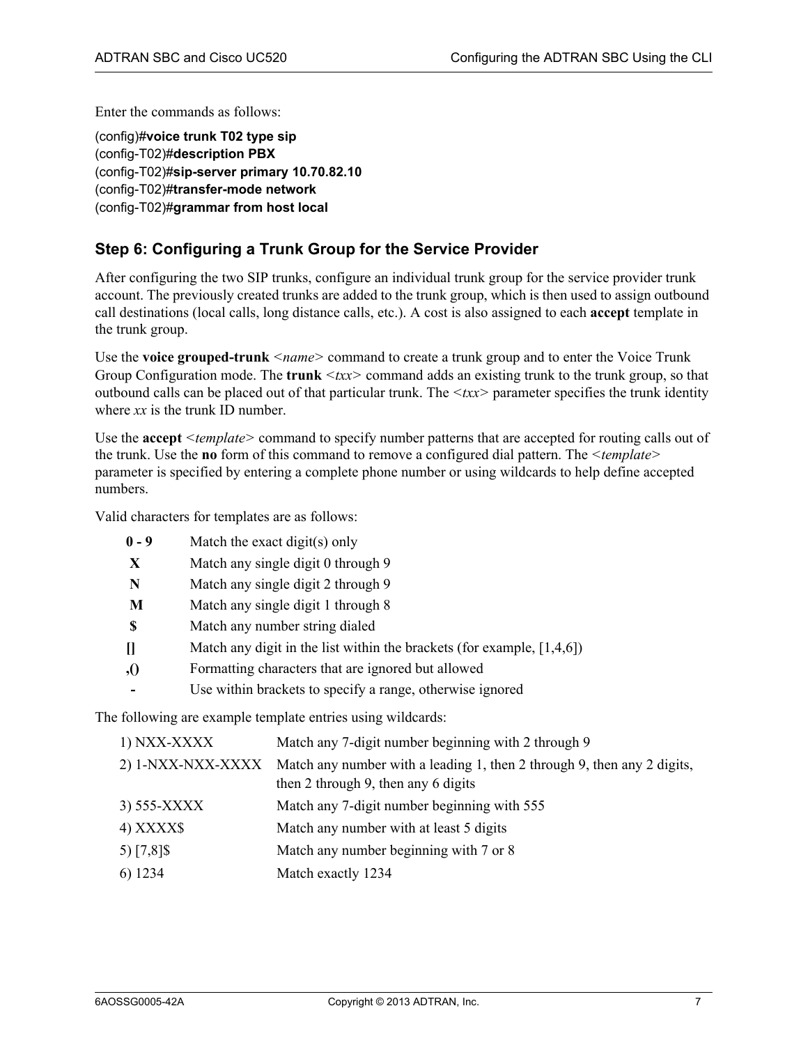Enter the commands as follows:

```
(config)#voice trunk T02 type sip
(config-T02)#description PBX
(config-T02)#sip-server primary 10.70.82.10
(config-T02)#transfer-mode network
(config-T02)#grammar from host local
```

## Step 6: Configuring a Trunk Group for the Service Provider

After configuring the two SIP trunks, configure an individual trunk group for the service provider trunk account. The previously created trunks are added to the trunk group, which is then used to assign outbound call destinations (local calls, long distance calls, etc.). A cost is also assigned to each **accept** template in the trunk group.

Use the **voice grouped-trunk** <*name*> command to create a trunk group and to enter the Voice Trunk Group Configuration mode. The **trunk** <*txx*> command adds an existing trunk to the trunk group, so that outbound calls can be placed out of that particular trunk. The <*txx*> parameter specifies the trunk identity where *xx* is the trunk ID number.

Use the **accept** <*template*> command to specify number patterns that are accepted for routing calls out of the trunk. Use the **no** form of this command to remove a configured dial pattern. The <*template*> parameter is specified by entering a complete phone number or using wildcards to help define accepted numbers.

Valid characters for templates are as follows:

| | |
|---|---|
| **0 - 9** | Match the exact digit(s) only |
| **X** | Match any single digit 0 through 9 |
| **N** | Match any single digit 2 through 9 |
| **M** | Match any single digit 1 through 8 |
| **$** | Match any number string dialed |
| **[]** | Match any digit in the list within the brackets (for example, [1,4,6]) |
| **,()** | Formatting characters that are ignored but allowed |
| **-** | Use within brackets to specify a range, otherwise ignored |

The following are example template entries using wildcards:

| | |
|---|---|
| 1) NXX-XXXX | Match any 7-digit number beginning with 2 through 9 |
| 2) 1-NXX-NXX-XXXX | Match any number with a leading 1, then 2 through 9, then any 2 digits, then 2 through 9, then any 6 digits |
| 3) 555-XXXX | Match any 7-digit number beginning with 555 |
| 4) XXXX$ | Match any number with at least 5 digits |
| 5) [7,8]$ | Match any number beginning with 7 or 8 |
| 6) 1234 | Match exactly 1234 |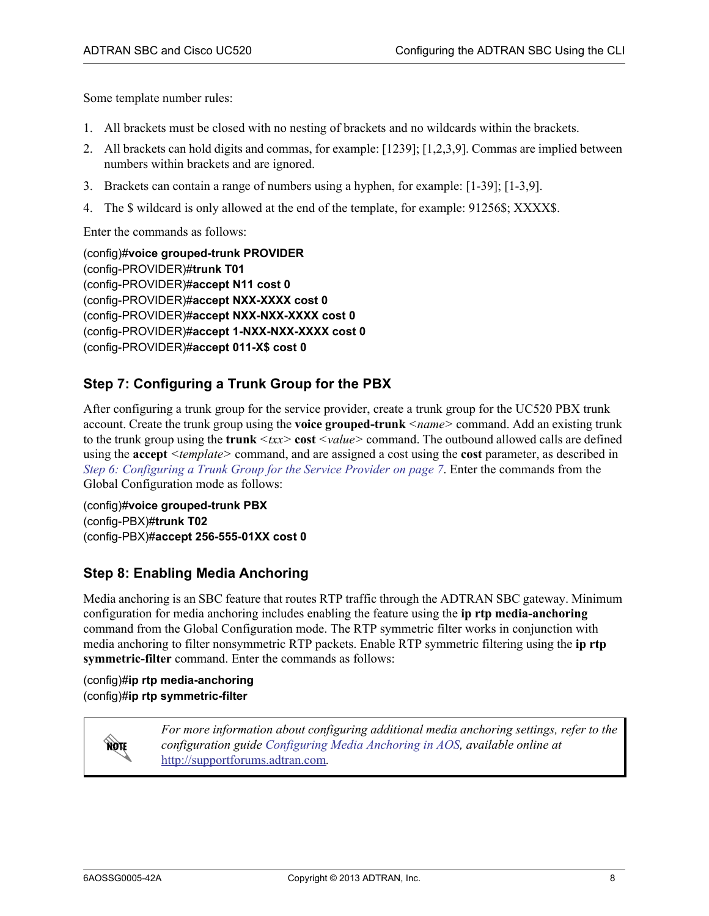Some template number rules:

1. All brackets must be closed with no nesting of brackets and no wildcards within the brackets.
2. All brackets can hold digits and commas, for example: [1239]; [1,2,3,9]. Commas are implied between numbers within brackets and are ignored.
3. Brackets can contain a range of numbers using a hyphen, for example: [1-39]; [1-3,9].
4. The $ wildcard is only allowed at the end of the template, for example: 91256$; XXXX$.

Enter the commands as follows:

```
(config)#voice grouped-trunk PROVIDER
(config-PROVIDER)#trunk T01
(config-PROVIDER)#accept N11 cost 0
(config-PROVIDER)#accept NXX-XXXX cost 0
(config-PROVIDER)#accept NXX-NXX-XXXX cost 0
(config-PROVIDER)#accept 1-NXX-NXX-XXXX cost 0
(config-PROVIDER)#accept 011-X$ cost 0
```

## Step 7: Configuring a Trunk Group for the PBX

After configuring a trunk group for the service provider, create a trunk group for the UC520 PBX trunk account. Create the trunk group using the **voice grouped-trunk** <*name*> command. Add an existing trunk to the trunk group using the **trunk** <*txx*> **cost** <*value*> command. The outbound allowed calls are defined using the **accept** <*template*> command, and are assigned a cost using the **cost** parameter, as described in *Step 6: Configuring a Trunk Group for the Service Provider on page 7*. Enter the commands from the Global Configuration mode as follows:

```
(config)#voice grouped-trunk PBX
(config-PBX)#trunk T02
(config-PBX)#accept 256-555-01XX cost 0
```

## Step 8: Enabling Media Anchoring

Media anchoring is an SBC feature that routes RTP traffic through the ADTRAN SBC gateway. Minimum configuration for media anchoring includes enabling the feature using the **ip rtp media-anchoring** command from the Global Configuration mode. The RTP symmetric filter works in conjunction with media anchoring to filter nonsymmetric RTP packets. Enable RTP symmetric filtering using the **ip rtp symmetric-filter** command. Enter the commands as follows:

```
(config)#ip rtp media-anchoring
(config)#ip rtp symmetric-filter
```

> **NOTE:** *For more information about configuring additional media anchoring settings, refer to the configuration guide Configuring Media Anchoring in AOS, available online at http://supportforums.adtran.com.*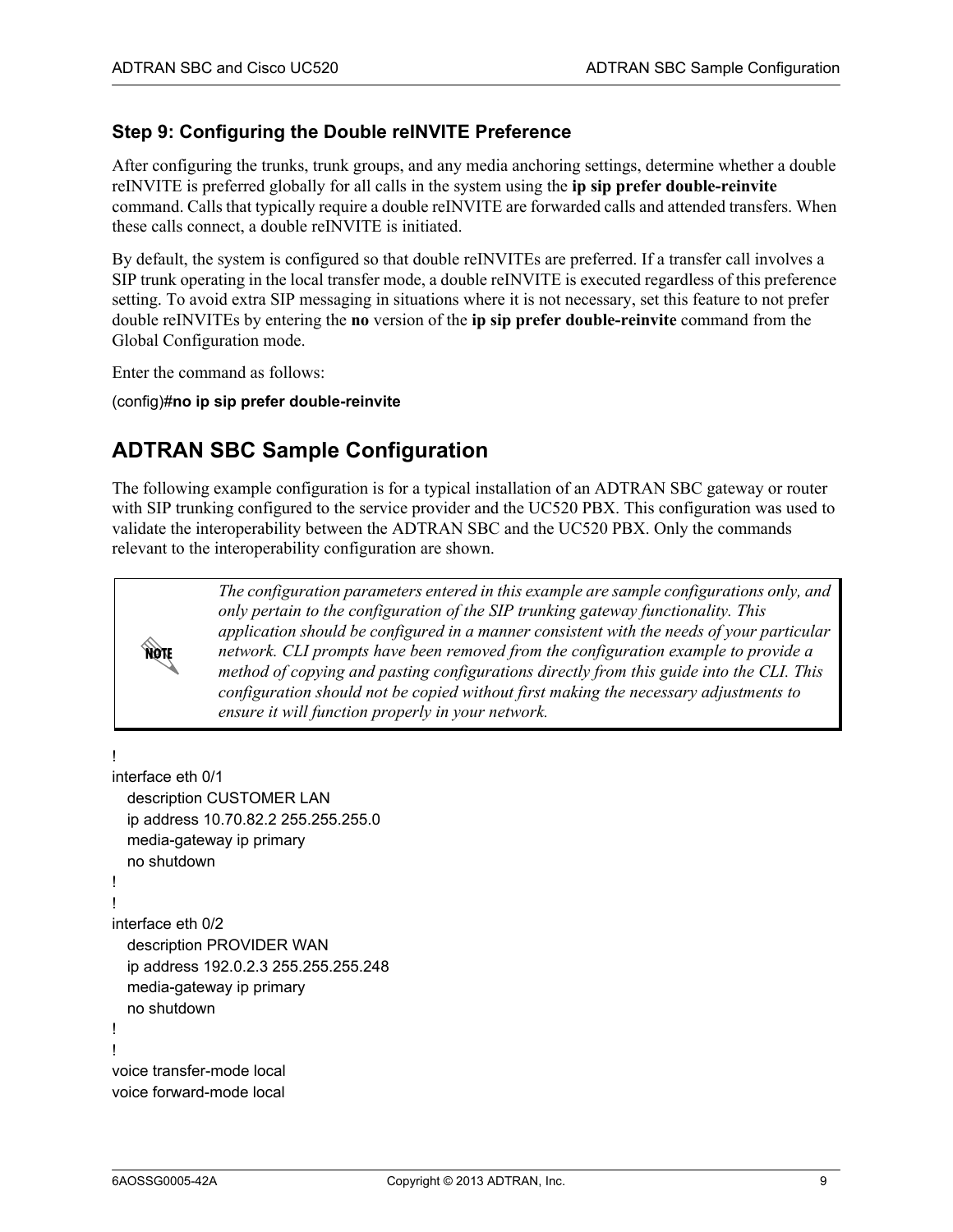### Step 9: Configuring the Double reINVITE Preference

After configuring the trunks, trunk groups, and any media anchoring settings, determine whether a double reINVITE is preferred globally for all calls in the system using the **ip sip prefer double-reinvite** command. Calls that typically require a double reINVITE are forwarded calls and attended transfers. When these calls connect, a double reINVITE is initiated.

By default, the system is configured so that double reINVITEs are preferred. If a transfer call involves a SIP trunk operating in the local transfer mode, a double reINVITE is executed regardless of this preference setting. To avoid extra SIP messaging in situations where it is not necessary, set this feature to not prefer double reINVITEs by entering the **no** version of the **ip sip prefer double-reinvite** command from the Global Configuration mode.

Enter the command as follows:

(config)#**no ip sip prefer double-reinvite**

## ADTRAN SBC Sample Configuration

The following example configuration is for a typical installation of an ADTRAN SBC gateway or router with SIP trunking configured to the service provider and the UC520 PBX. This configuration was used to validate the interoperability between the ADTRAN SBC and the UC520 PBX. Only the commands relevant to the interoperability configuration are shown.

> **NOTE**
>
> *The configuration parameters entered in this example are sample configurations only, and only pertain to the configuration of the SIP trunking gateway functionality. This application should be configured in a manner consistent with the needs of your particular network. CLI prompts have been removed from the configuration example to provide a method of copying and pasting configurations directly from this guide into the CLI. This configuration should not be copied without first making the necessary adjustments to ensure it will function properly in your network.*

```
!
interface eth 0/1
  description CUSTOMER LAN
  ip address 10.70.82.2 255.255.255.0
  media-gateway ip primary
  no shutdown
!
!
interface eth 0/2
  description PROVIDER WAN
  ip address 192.0.2.3 255.255.255.248
  media-gateway ip primary
  no shutdown
!
!
voice transfer-mode local
voice forward-mode local
```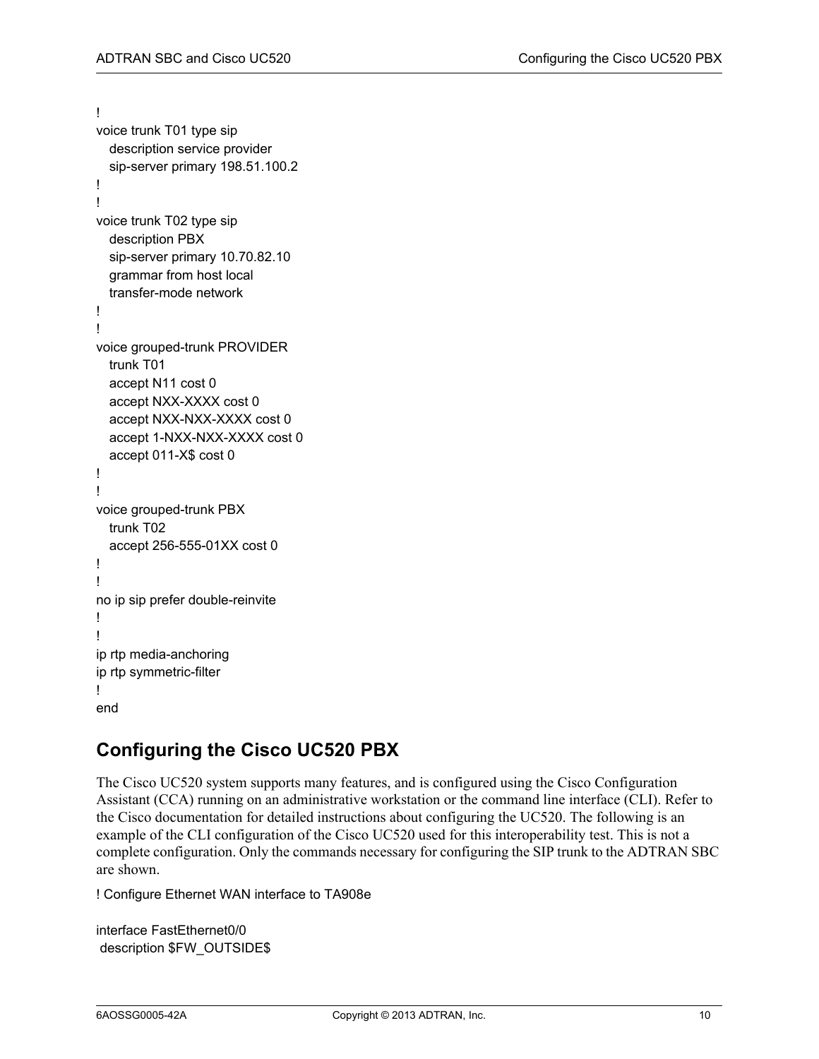```
!
voice trunk T01 type sip
   description service provider
   sip-server primary 198.51.100.2
!
!
voice trunk T02 type sip
   description PBX
   sip-server primary 10.70.82.10
   grammar from host local
   transfer-mode network
!
!
voice grouped-trunk PROVIDER
   trunk T01
   accept N11 cost 0
   accept NXX-XXXX cost 0
   accept NXX-NXX-XXXX cost 0
   accept 1-NXX-NXX-XXXX cost 0
   accept 011-X$ cost 0
!
!
voice grouped-trunk PBX
   trunk T02
   accept 256-555-01XX cost 0
!
!
no ip sip prefer double-reinvite
!
!
ip rtp media-anchoring
ip rtp symmetric-filter
!
end
```

## Configuring the Cisco UC520 PBX

The Cisco UC520 system supports many features, and is configured using the Cisco Configuration Assistant (CCA) running on an administrative workstation or the command line interface (CLI). Refer to the Cisco documentation for detailed instructions about configuring the UC520. The following is an example of the CLI configuration of the Cisco UC520 used for this interoperability test. This is not a complete configuration. Only the commands necessary for configuring the SIP trunk to the ADTRAN SBC are shown.

```
! Configure Ethernet WAN interface to TA908e

interface FastEthernet0/0
 description $FW_OUTSIDE$
```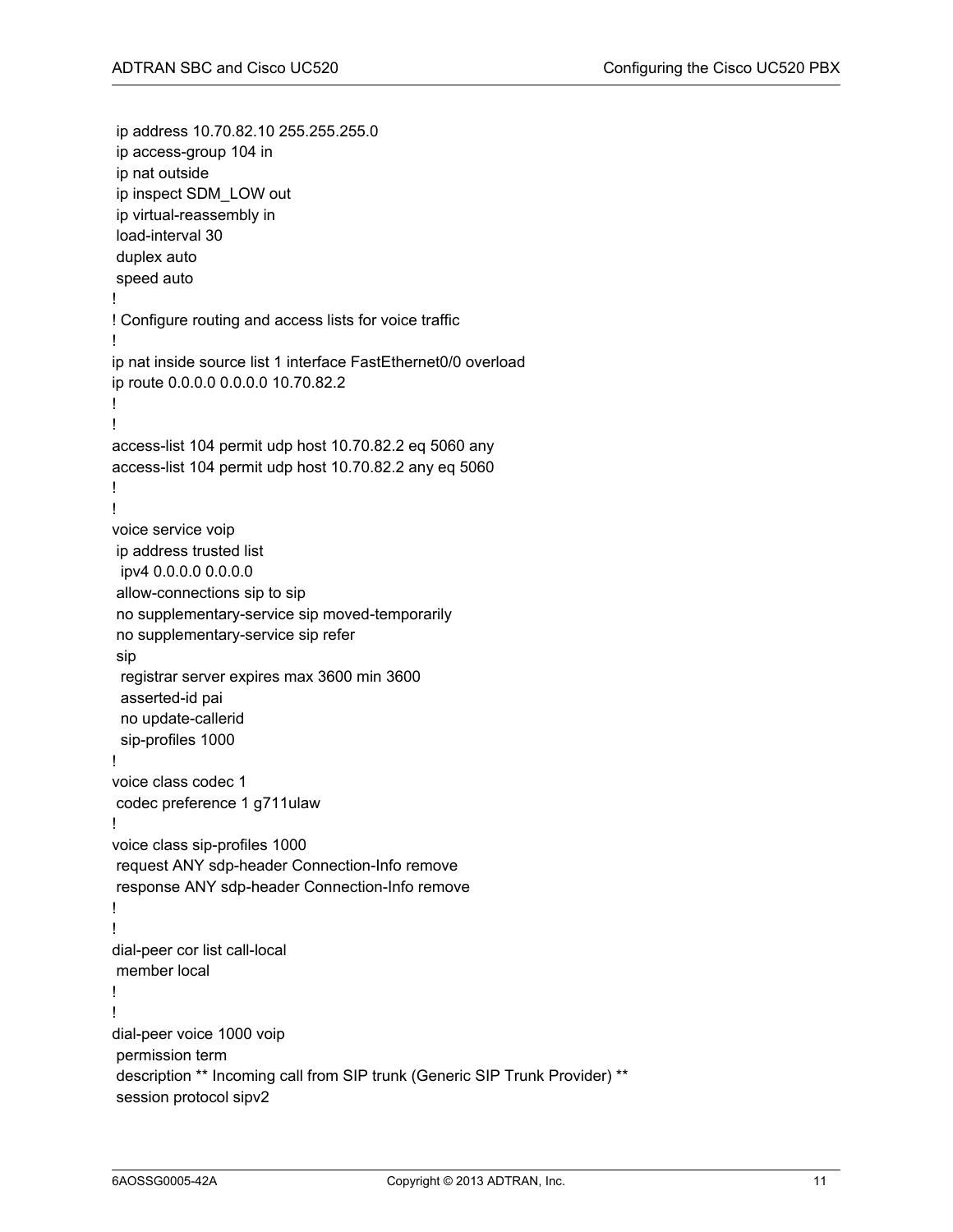```
 ip address 10.70.82.10 255.255.255.0
 ip access-group 104 in
 ip nat outside
 ip inspect SDM_LOW out
 ip virtual-reassembly in
 load-interval 30
 duplex auto
 speed auto
!
! Configure routing and access lists for voice traffic
!
ip nat inside source list 1 interface FastEthernet0/0 overload
ip route 0.0.0.0 0.0.0.0 10.70.82.2
!
!
access-list 104 permit udp host 10.70.82.2 eq 5060 any
access-list 104 permit udp host 10.70.82.2 any eq 5060
!
!
voice service voip
 ip address trusted list
  ipv4 0.0.0.0 0.0.0.0
 allow-connections sip to sip
 no supplementary-service sip moved-temporarily
 no supplementary-service sip refer
 sip
  registrar server expires max 3600 min 3600
  asserted-id pai
  no update-callerid
  sip-profiles 1000
!
voice class codec 1
 codec preference 1 g711ulaw
!
voice class sip-profiles 1000
 request ANY sdp-header Connection-Info remove
 response ANY sdp-header Connection-Info remove
!
!
dial-peer cor list call-local
 member local
!
!
dial-peer voice 1000 voip
 permission term
 description ** Incoming call from SIP trunk (Generic SIP Trunk Provider) **
 session protocol sipv2
```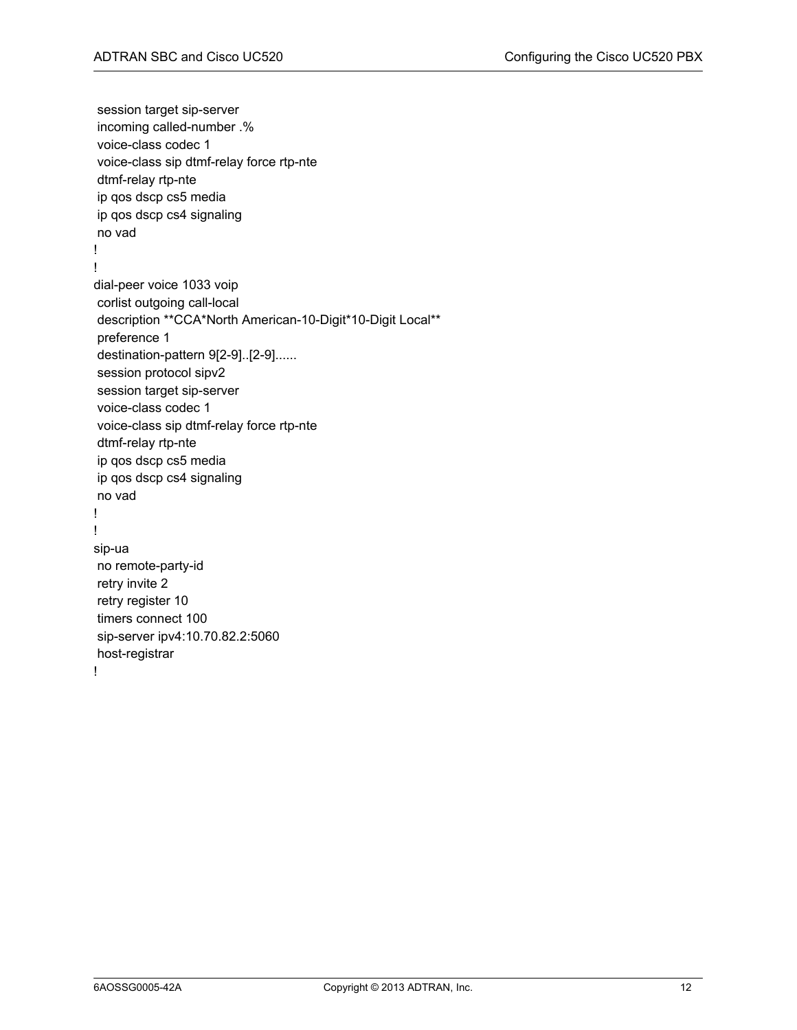```
 session target sip-server
 incoming called-number .%
 voice-class codec 1
 voice-class sip dtmf-relay force rtp-nte
 dtmf-relay rtp-nte
 ip qos dscp cs5 media
 ip qos dscp cs4 signaling
 no vad
!
!
dial-peer voice 1033 voip
 corlist outgoing call-local
 description **CCA*North American-10-Digit*10-Digit Local**
 preference 1
 destination-pattern 9[2-9]..[2-9]......
 session protocol sipv2
 session target sip-server
 voice-class codec 1
 voice-class sip dtmf-relay force rtp-nte
 dtmf-relay rtp-nte
 ip qos dscp cs5 media
 ip qos dscp cs4 signaling
 no vad
!
!
sip-ua
 no remote-party-id
 retry invite 2
 retry register 10
 timers connect 100
 sip-server ipv4:10.70.82.2:5060
 host-registrar
!
```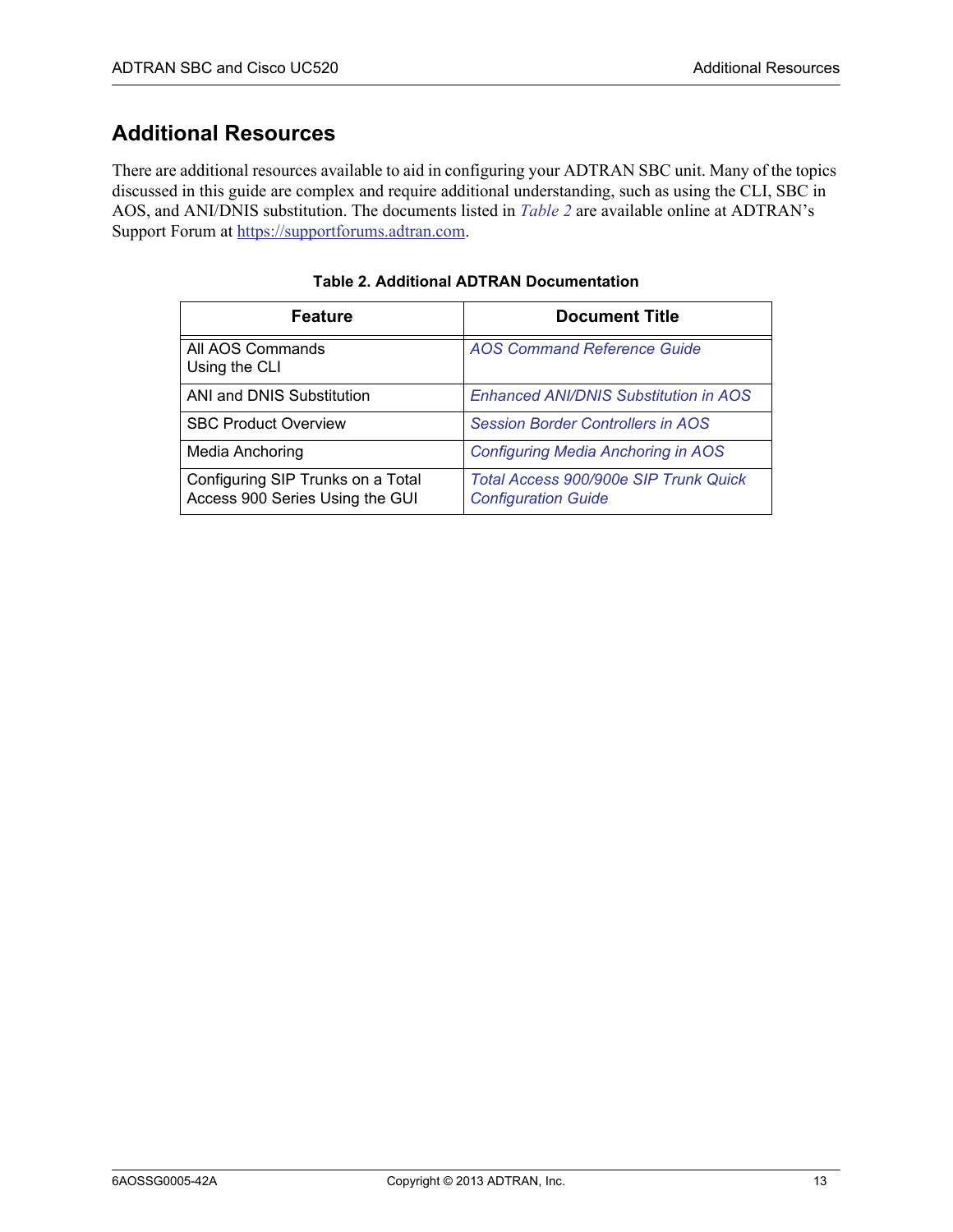## Additional Resources

There are additional resources available to aid in configuring your ADTRAN SBC unit. Many of the topics discussed in this guide are complex and require additional understanding, such as using the CLI, SBC in AOS, and ANI/DNIS substitution. The documents listed in *Table 2* are available online at ADTRAN's Support Forum at https://supportforums.adtran.com.

**Table 2. Additional ADTRAN Documentation**

| Feature | Document Title |
|---|---|
| All AOS Commands<br>Using the CLI | *AOS Command Reference Guide* |
| ANI and DNIS Substitution | *Enhanced ANI/DNIS Substitution in AOS* |
| SBC Product Overview | *Session Border Controllers in AOS* |
| Media Anchoring | *Configuring Media Anchoring in AOS* |
| Configuring SIP Trunks on a Total Access 900 Series Using the GUI | *Total Access 900/900e SIP Trunk Quick Configuration Guide* |